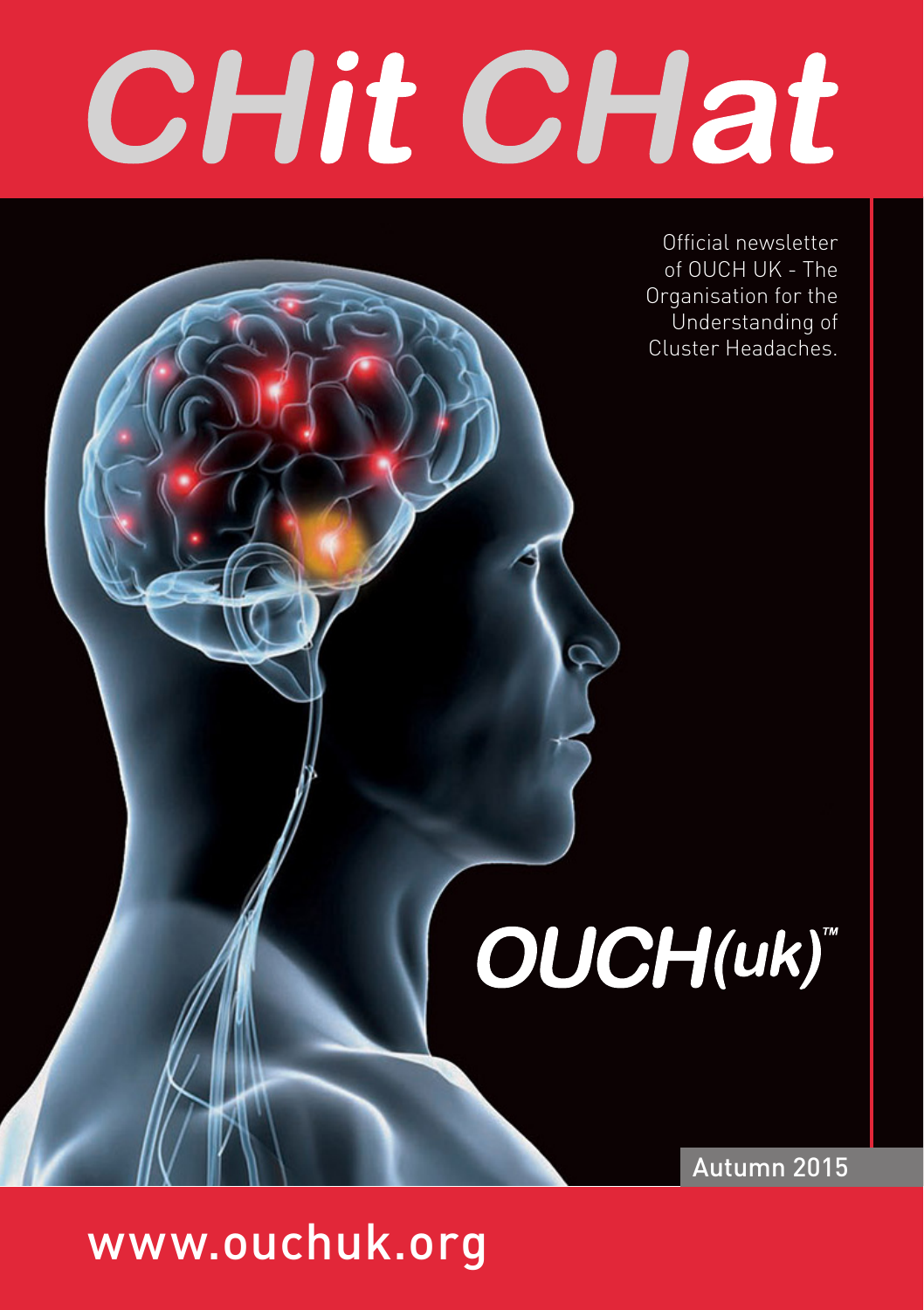# CHit CHat

Official newsletter of OUCH UK - The Organisation for the Understanding of Cluster Headaches.

OUCH(uk)™

Autumn 2015

www.ouchuk.org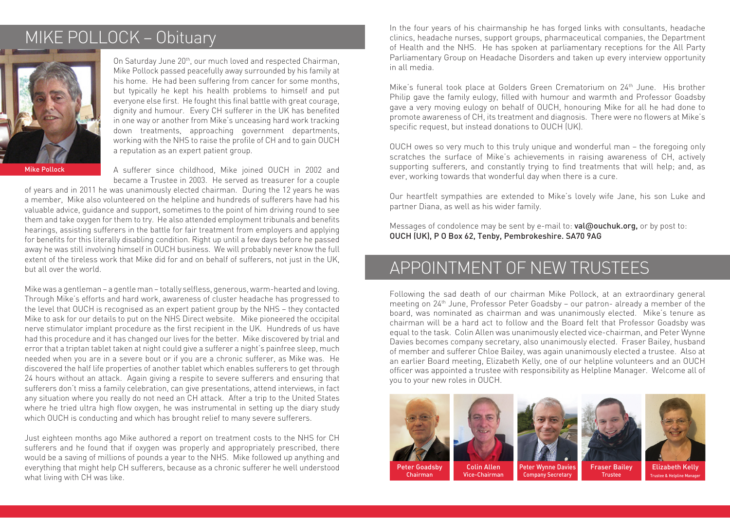## MIKE POLLOCK – Obituary

Mike Pollock

On Saturday June 20th, our much loved and respected Chairman, Mike Pollock passed peacefully away surrounded by his family at his home. He had been suffering from cancer for some months, but typically he kept his health problems to himself and put everyone else first. He fought this final battle with great courage, dignity and humour. Every CH sufferer in the UK has benefited in one way or another from Mike's unceasing hard work tracking down treatments, approaching government departments, working with the NHS to raise the profile of CH and to gain OUCH a reputation as an expert patient group.

A sufferer since childhood, Mike joined OUCH in 2002 and became a Trustee in 2003. He served as treasurer for a couple of years and in 2011 he was unanimously elected chairman. During the 12 years he was a member, Mike also volunteered on the helpline and hundreds of sufferers have had his valuable advice, guidance and support, sometimes to the point of him driving round to see them and take oxygen for them to try. He also attended employment tribunals and benefits hearings, assisting sufferers in the battle for fair treatment from employers and applying for benefits for this literally disabling condition. Right up until a few days before he passed away he was still involving himself in OUCH business. We will probably never know the full extent of the tireless work that Mike did for and on behalf of sufferers, not just in the UK, but all over the world.

Mike was a gentleman – a gentle man – totally selfless, generous, warm-hearted and loving. Through Mike's efforts and hard work, awareness of cluster headache has progressed to the level that OUCH is recognised as an expert patient group by the NHS – they contacted Mike to ask for our details to put on the NHS Direct website. Mike pioneered the occipital nerve stimulator implant procedure as the first recipient in the UK. Hundreds of us have had this procedure and it has changed our lives for the better. Mike discovered by trial and error that a triptan tablet taken at night could give a sufferer a night's painfree sleep, much needed when you are in a severe bout or if you are a chronic sufferer, as Mike was. He discovered the half life properties of another tablet which enables sufferers to get through 24 hours without an attack. Again giving a respite to severe sufferers and ensuring that sufferers don't miss a family celebration, can give presentations, attend interviews, in fact any situation where you really do not need an CH attack. After a trip to the United States where he tried ultra high flow oxygen, he was instrumental in setting up the diary study which OUCH is conducting and which has brought relief to many severe sufferers.

Just eighteen months ago Mike authored a report on treatment costs to the NHS for CH sufferers and he found that if oxygen was properly and appropriately prescribed, there would be a saving of millions of pounds a year to the NHS. Mike followed up anything and everything that might help CH sufferers, because as a chronic sufferer he well understood what living with CH was like.

In the four years of his chairmanship he has forged links with consultants, headache clinics, headache nurses, support groups, pharmaceutical companies, the Department of Health and the NHS. He has spoken at parliamentary receptions for the All Party Parliamentary Group on Headache Disorders and taken up every interview opportunity in all media.

Mike's funeral took place at Golders Green Crematorium on 24th June. His brother Philip gave the family eulogy, filled with humour and warmth and Professor Goadsby gave a very moving eulogy on behalf of OUCH, honouring Mike for all he had done to promote awareness of CH, its treatment and diagnosis. There were no flowers at Mike's specific request, but instead donations to OUCH (UK).

OUCH owes so very much to this truly unique and wonderful man – the foregoing only scratches the surface of Mike's achievements in raising awareness of CH, actively supporting sufferers, and constantly trying to find treatments that will help; and, as ever, working towards that wonderful day when there is a cure.

Our heartfelt sympathies are extended to Mike's lovely wife Jane, his son Luke and partner Diana, as well as his wider family.

Messages of condolence may be sent by e-mail to: **val@ouchuk.org,** or by post to:
**OUCH (UK), P O Box 62, Tenby, Pembrokeshire. SA70 9AG**

## APPOINTMENT OF NEW TRUSTEES

Following the sad death of our chairman Mike Pollock, at an extraordinary general meeting on 24th June, Professor Peter Goadsby – our patron- already a member of the board, was nominated as chairman and was unanimously elected. Mike's tenure as chairman will be a hard act to follow and the Board felt that Professor Goadsby was equal to the task. Colin Allen was unanimously elected vice-chairman, and Peter Wynne Davies becomes company secretary, also unanimously elected. Fraser Bailey, husband of member and sufferer Chloe Bailey, was again unanimously elected a trustee. Also at an earlier Board meeting, Elizabeth Kelly, one of our helpline volunteers and an OUCH officer was appointed a trustee with responsibility as Helpline Manager. Welcome all of you to your new roles in OUCH.

Peter Goadsby
Chairman

Colin Allen
Vice-Chairman

Peter Wynne Davies
Company Secretary

Fraser Bailey
Trustee

Elizabeth Kelly
Trustee & Helpline Manager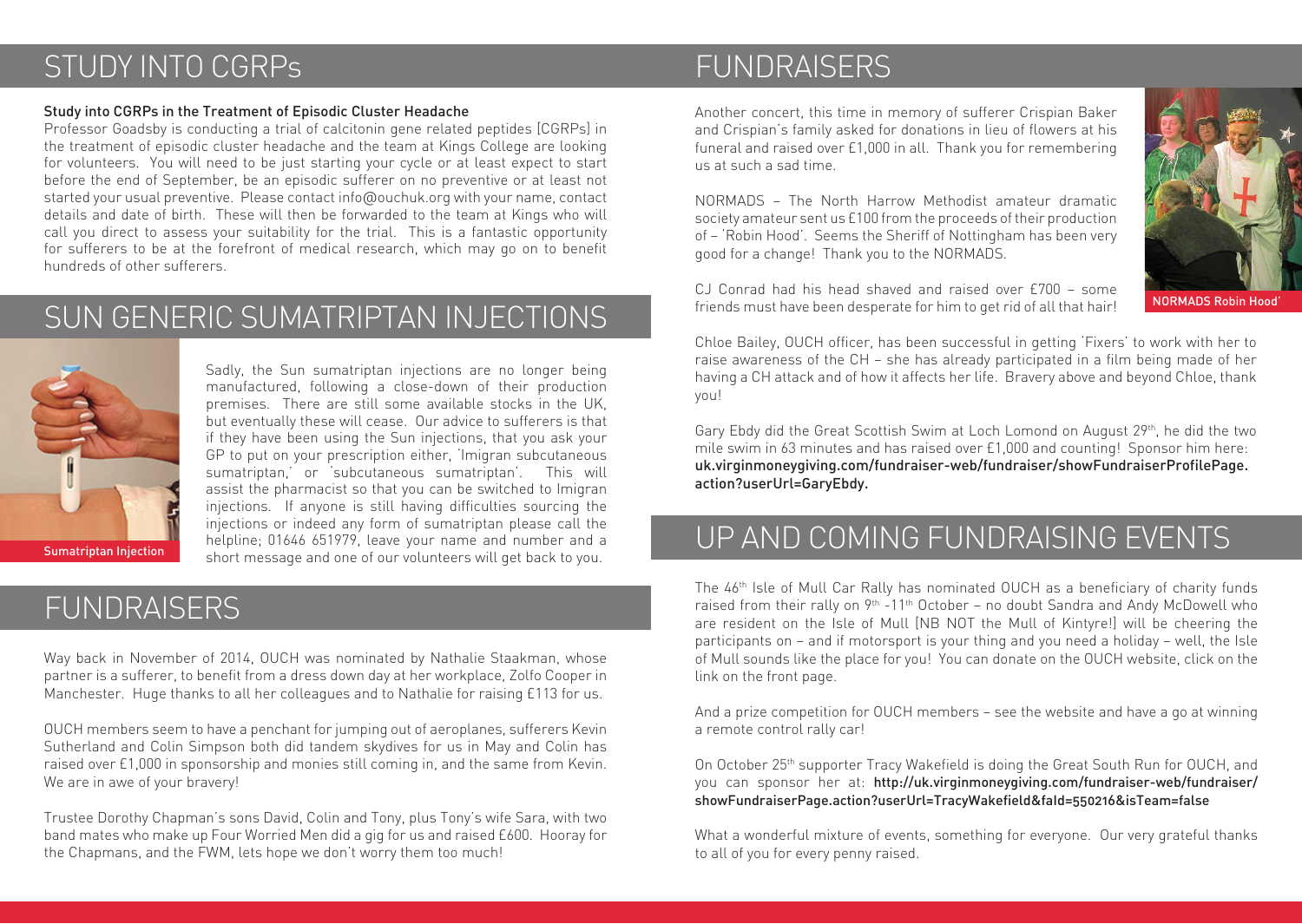## STUDY INTO CGRPs

### Study into CGRPs in the Treatment of Episodic Cluster Headache

Professor Goadsby is conducting a trial of calcitonin gene related peptides [CGRPs] in the treatment of episodic cluster headache and the team at Kings College are looking for volunteers. You will need to be just starting your cycle or at least expect to start before the end of September, be an episodic sufferer on no preventive or at least not started your usual preventive. Please contact info@ouchuk.org with your name, contact details and date of birth. These will then be forwarded to the team at Kings who will call you direct to assess your suitability for the trial. This is a fantastic opportunity for sufferers to be at the forefront of medical research, which may go on to benefit hundreds of other sufferers.

## SUN GENERIC SUMATRIPTAN INJECTIONS

Sumatriptan Injection

Sadly, the Sun sumatriptan injections are no longer being manufactured, following a close-down of their production premises. There are still some available stocks in the UK, but eventually these will cease. Our advice to sufferers is that if they have been using the Sun injections, that you ask your GP to put on your prescription either, 'Imigran subcutaneous sumatriptan,' or 'subcutaneous sumatriptan'. This will assist the pharmacist so that you can be switched to Imigran injections. If anyone is still having difficulties sourcing the injections or indeed any form of sumatriptan please call the helpline; 01646 651979, leave your name and number and a short message and one of our volunteers will get back to you.

## FUNDRAISERS

Way back in November of 2014, OUCH was nominated by Nathalie Staakman, whose partner is a sufferer, to benefit from a dress down day at her workplace, Zolfo Cooper in Manchester. Huge thanks to all her colleagues and to Nathalie for raising £113 for us.

OUCH members seem to have a penchant for jumping out of aeroplanes, sufferers Kevin Sutherland and Colin Simpson both did tandem skydives for us in May and Colin has raised over £1,000 in sponsorship and monies still coming in, and the same from Kevin. We are in awe of your bravery!

Trustee Dorothy Chapman's sons David, Colin and Tony, plus Tony's wife Sara, with two band mates who make up Four Worried Men did a gig for us and raised £600. Hooray for the Chapmans, and the FWM, lets hope we don't worry them too much!

## FUNDRAISERS

Another concert, this time in memory of sufferer Crispian Baker and Crispian's family asked for donations in lieu of flowers at his funeral and raised over £1,000 in all. Thank you for remembering us at such a sad time.

NORMADS – The North Harrow Methodist amateur dramatic society amateur sent us £100 from the proceeds of their production of – 'Robin Hood'. Seems the Sheriff of Nottingham has been very good for a change! Thank you to the NORMADS.

NORMADS Robin Hood'

CJ Conrad had his head shaved and raised over £700 – some friends must have been desperate for him to get rid of all that hair!

Chloe Bailey, OUCH officer, has been successful in getting 'Fixers' to work with her to raise awareness of the CH – she has already participated in a film being made of her having a CH attack and of how it affects her life. Bravery above and beyond Chloe, thank you!

Gary Ebdy did the Great Scottish Swim at Loch Lomond on August 29th, he did the two mile swim in 63 minutes and has raised over £1,000 and counting! Sponsor him here: **uk.virginmoneygiving.com/fundraiser-web/fundraiser/showFundraiserProfilePage.action?userUrl=GaryEbdy.**

## UP AND COMING FUNDRAISING EVENTS

The 46th Isle of Mull Car Rally has nominated OUCH as a beneficiary of charity funds raised from their rally on 9th -11th October – no doubt Sandra and Andy McDowell who are resident on the Isle of Mull [NB NOT the Mull of Kintyre!] will be cheering the participants on – and if motorsport is your thing and you need a holiday – well, the Isle of Mull sounds like the place for you! You can donate on the OUCH website, click on the link on the front page.

And a prize competition for OUCH members – see the website and have a go at winning a remote control rally car!

On October 25th supporter Tracy Wakefield is doing the Great South Run for OUCH, and you can sponsor her at: **http://uk.virginmoneygiving.com/fundraiser-web/fundraiser/showFundraiserPage.action?userUrl=TracyWakefield&faId=550216&isTeam=false**

What a wonderful mixture of events, something for everyone. Our very grateful thanks to all of you for every penny raised.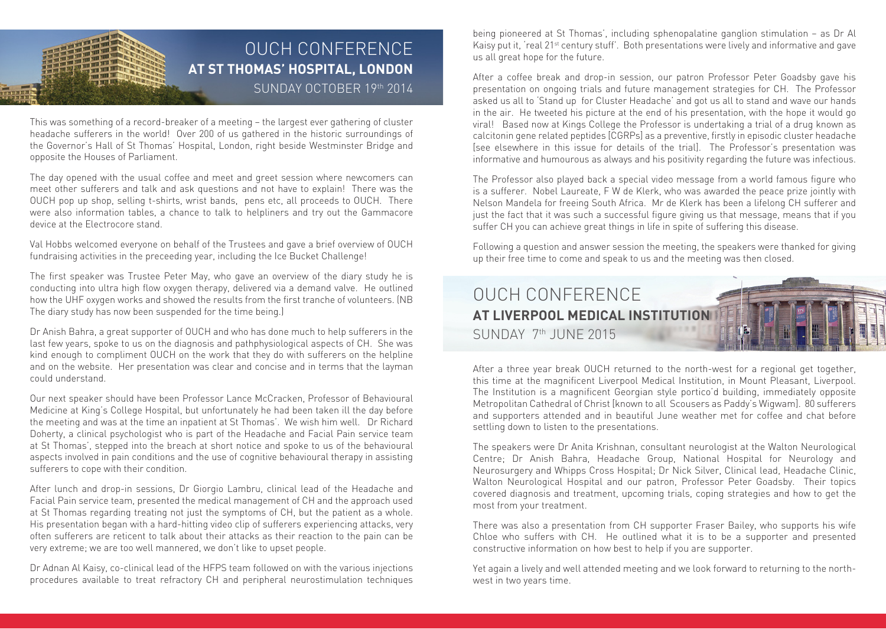# OUCH CONFERENCE
## AT ST THOMAS' HOSPITAL, LONDON
### SUNDAY OCTOBER 19th 2014

This was something of a record-breaker of a meeting – the largest ever gathering of cluster headache sufferers in the world! Over 200 of us gathered in the historic surroundings of the Governor's Hall of St Thomas' Hospital, London, right beside Westminster Bridge and opposite the Houses of Parliament.

The day opened with the usual coffee and meet and greet session where newcomers can meet other sufferers and talk and ask questions and not have to explain! There was the OUCH pop up shop, selling t-shirts, wrist bands, pens etc, all proceeds to OUCH. There were also information tables, a chance to talk to helpliners and try out the Gammacore device at the Electrocore stand.

Val Hobbs welcomed everyone on behalf of the Trustees and gave a brief overview of OUCH fundraising activities in the preceeding year, including the Ice Bucket Challenge!

The first speaker was Trustee Peter May, who gave an overview of the diary study he is conducting into ultra high flow oxygen therapy, delivered via a demand valve. He outlined how the UHF oxygen works and showed the results from the first tranche of volunteers. (NB The diary study has now been suspended for the time being.)

Dr Anish Bahra, a great supporter of OUCH and who has done much to help sufferers in the last few years, spoke to us on the diagnosis and pathphysiological aspects of CH. She was kind enough to compliment OUCH on the work that they do with sufferers on the helpline and on the website. Her presentation was clear and concise and in terms that the layman could understand.

Our next speaker should have been Professor Lance McCracken, Professor of Behavioural Medicine at King's College Hospital, but unfortunately he had been taken ill the day before the meeting and was at the time an inpatient at St Thomas'. We wish him well. Dr Richard Doherty, a clinical psychologist who is part of the Headache and Facial Pain service team at St Thomas', stepped into the breach at short notice and spoke to us of the behavioural aspects involved in pain conditions and the use of cognitive behavioural therapy in assisting sufferers to cope with their condition.

After lunch and drop-in sessions, Dr Giorgio Lambru, clinical lead of the Headache and Facial Pain service team, presented the medical management of CH and the approach used at St Thomas regarding treating not just the symptoms of CH, but the patient as a whole. His presentation began with a hard-hitting video clip of sufferers experiencing attacks, very often sufferers are reticent to talk about their attacks as their reaction to the pain can be very extreme; we are too well mannered, we don't like to upset people.

Dr Adnan Al Kaisy, co-clinical lead of the HFPS team followed on with the various injections procedures available to treat refractory CH and peripheral neurostimulation techniques being pioneered at St Thomas', including sphenopalatine ganglion stimulation – as Dr Al Kaisy put it, 'real 21st century stuff'. Both presentations were lively and informative and gave us all great hope for the future.

After a coffee break and drop-in session, our patron Professor Peter Goadsby gave his presentation on ongoing trials and future management strategies for CH. The Professor asked us all to 'Stand up for Cluster Headache' and got us all to stand and wave our hands in the air. He tweeted his picture at the end of his presentation, with the hope it would go viral! Based now at Kings College the Professor is undertaking a trial of a drug known as calcitonin gene related peptides [CGRPs] as a preventive, firstly in episodic cluster headache [see elsewhere in this issue for details of the trial]. The Professor's presentation was informative and humourous as always and his positivity regarding the future was infectious.

The Professor also played back a special video message from a world famous figure who is a sufferer. Nobel Laureate, F W de Klerk, who was awarded the peace prize jointly with Nelson Mandela for freeing South Africa. Mr de Klerk has been a lifelong CH sufferer and just the fact that it was such a successful figure giving us that message, means that if you suffer CH you can achieve great things in life in spite of suffering this disease.

Following a question and answer session the meeting, the speakers were thanked for giving up their free time to come and speak to us and the meeting was then closed.

# OUCH CONFERENCE
## AT LIVERPOOL MEDICAL INSTITUTION
### SUNDAY 7th JUNE 2015

After a three year break OUCH returned to the north-west for a regional get together, this time at the magnificent Liverpool Medical Institution, in Mount Pleasant, Liverpool. The Institution is a magnificent Georgian style portico'd building, immediately opposite Metropolitan Cathedral of Christ [known to all Scousers as Paddy's Wigwam]. 80 sufferers and supporters attended and in beautiful June weather met for coffee and chat before settling down to listen to the presentations.

The speakers were Dr Anita Krishnan, consultant neurologist at the Walton Neurological Centre; Dr Anish Bahra, Headache Group, National Hospital for Neurology and Neurosurgery and Whipps Cross Hospital; Dr Nick Silver, Clinical lead, Headache Clinic, Walton Neurological Hospital and our patron, Professor Peter Goadsby. Their topics covered diagnosis and treatment, upcoming trials, coping strategies and how to get the most from your treatment.

There was also a presentation from CH supporter Fraser Bailey, who supports his wife Chloe who suffers with CH. He outlined what it is to be a supporter and presented constructive information on how best to help if you are supporter.

Yet again a lively and well attended meeting and we look forward to returning to the north-west in two years time.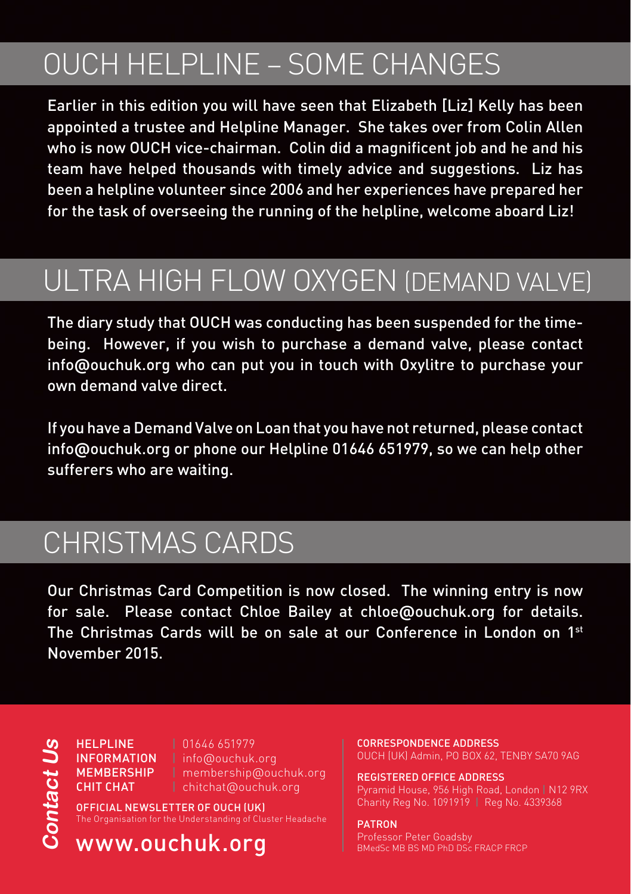## OUCH HELPLINE – SOME CHANGES

Earlier in this edition you will have seen that Elizabeth [Liz] Kelly has been appointed a trustee and Helpline Manager. She takes over from Colin Allen who is now OUCH vice-chairman. Colin did a magnificent job and he and his team have helped thousands with timely advice and suggestions. Liz has been a helpline volunteer since 2006 and her experiences have prepared her for the task of overseeing the running of the helpline, welcome aboard Liz!

## ULTRA HIGH FLOW OXYGEN (DEMAND VALVE)

The diary study that OUCH was conducting has been suspended for the time-being. However, if you wish to purchase a demand valve, please contact info@ouchuk.org who can put you in touch with Oxylitre to purchase your own demand valve direct.

If you have a Demand Valve on Loan that you have not returned, please contact info@ouchuk.org or phone our Helpline 01646 651979, so we can help other sufferers who are waiting.

## CHRISTMAS CARDS

Our Christmas Card Competition is now closed. The winning entry is now for sale. Please contact Chloe Bailey at chloe@ouchuk.org for details. The Christmas Cards will be on sale at our Conference in London on 1st November 2015.

## *Contact Us*

| | |
|---|---|
| HELPLINE | 01646 651979 |
| INFORMATION | info@ouchuk.org |
| MEMBERSHIP | membership@ouchuk.org |
| CHIT CHAT | chitchat@ouchuk.org |

OFFICIAL NEWSLETTER OF OUCH (UK)
The Organisation for the Understanding of Cluster Headache

**www.ouchuk.org**

CORRESPONDENCE ADDRESS
OUCH (UK) Admin, PO BOX 62, TENBY SA70 9AG

REGISTERED OFFICE ADDRESS
Pyramid House, 956 High Road, London | N12 9RX
Charity Reg No. 1091919 | Reg No. 4339368

PATRON
Professor Peter Goadsby
BMedSc MB BS MD PhD DSc FRACP FRCP